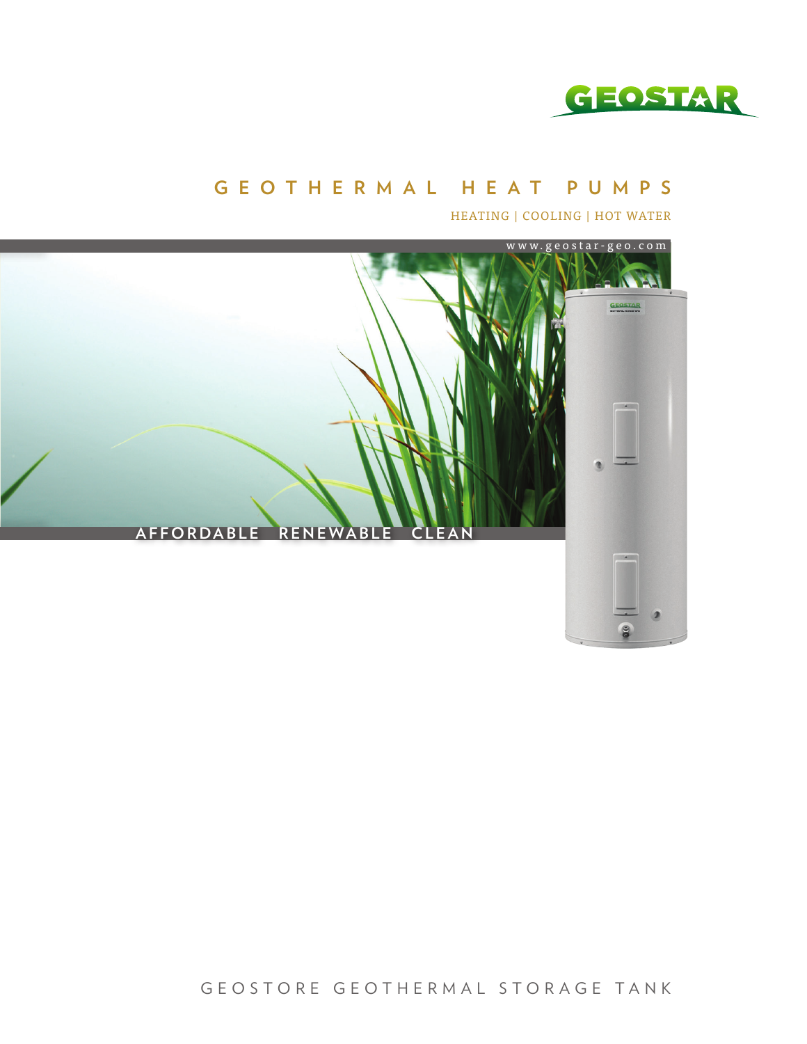GEOSTAR

# GEOTHERMAL HEAT PUMPS

HEATING | COOLING | HOT WATER

www.geostar-geo.com

AFFORDABLE RENEWABLE CLEAN

## GEOSTORE GEOTHERMAL STORAGE TANK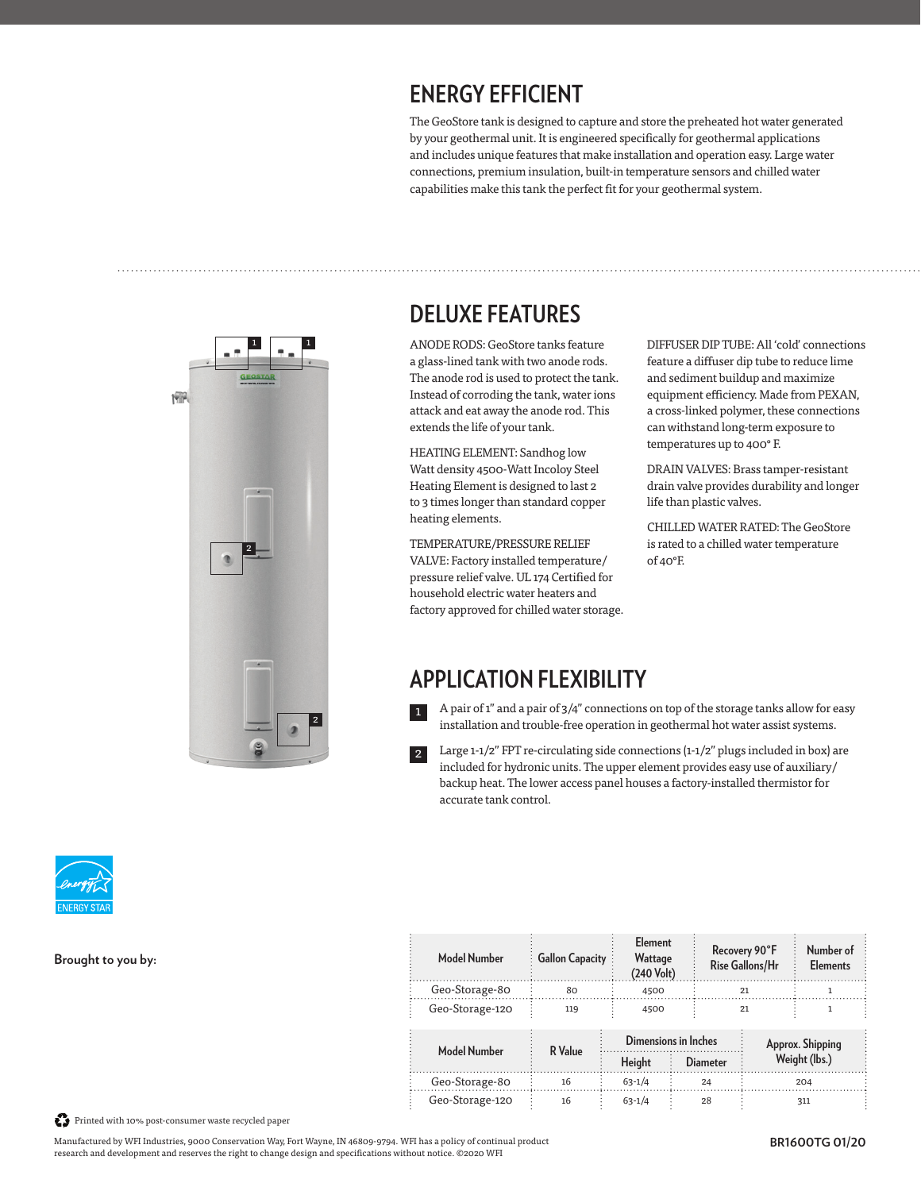## ENERGY EFFICIENT

The GeoStore tank is designed to capture and store the preheated hot water generated by your geothermal unit. It is engineered specifically for geothermal applications and includes unique features that make installation and operation easy. Large water connections, premium insulation, built-in temperature sensors and chilled water capabilities make this tank the perfect fit for your geothermal system.

## DELUXE FEATURES

ANODE RODS: GeoStore tanks feature a glass-lined tank with two anode rods. The anode rod is used to protect the tank. Instead of corroding the tank, water ions attack and eat away the anode rod. This extends the life of your tank.

HEATING ELEMENT: Sandhog low Watt density 4500-Watt Incoloy Steel Heating Element is designed to last 2 to 3 times longer than standard copper heating elements.

TEMPERATURE/PRESSURE RELIEF VALVE: Factory installed temperature/pressure relief valve. UL 174 Certified for household electric water heaters and factory approved for chilled water storage.

DIFFUSER DIP TUBE: All 'cold' connections feature a diffuser dip tube to reduce lime and sediment buildup and maximize equipment efficiency. Made from PEXAN, a cross-linked polymer, these connections can withstand long-term exposure to temperatures up to 400° F.

DRAIN VALVES: Brass tamper-resistant drain valve provides durability and longer life than plastic valves.

CHILLED WATER RATED: The GeoStore is rated to a chilled water temperature of 40°F.

## APPLICATION FLEXIBILITY

1. A pair of 1" and a pair of 3/4" connections on top of the storage tanks allow for easy installation and trouble-free operation in geothermal hot water assist systems.
2. Large 1-1/2" FPT re-circulating side connections (1-1/2" plugs included in box) are included for hydronic units. The upper element provides easy use of auxiliary/backup heat. The lower access panel houses a factory-installed thermistor for accurate tank control.

ENERGY STAR

**Brought to you by:**

| Model Number | Gallon Capacity | Element Wattage (240 Volt) | Recovery 90°F Rise Gallons/Hr | Number of Elements |
|---|---|---|---|---|
| Geo-Storage-80 | 80 | 4500 | 21 | 1 |
| Geo-Storage-120 | 119 | 4500 | 21 | 1 |

| Model Number | R Value | Dimensions in Inches | | Approx. Shipping Weight (lbs.) |
|---|---|---|---|---|
| | | Height | Diameter | |
| Geo-Storage-80 | 16 | 63-1/4 | 24 | 204 |
| Geo-Storage-120 | 16 | 63-1/4 | 28 | 311 |

Printed with 10% post-consumer waste recycled paper

Manufactured by WFI Industries, 9000 Conservation Way, Fort Wayne, IN 46809-9794. WFI has a policy of continual product research and development and reserves the right to change design and specifications without notice. ©2020 WFI

BR1600TG 01/20